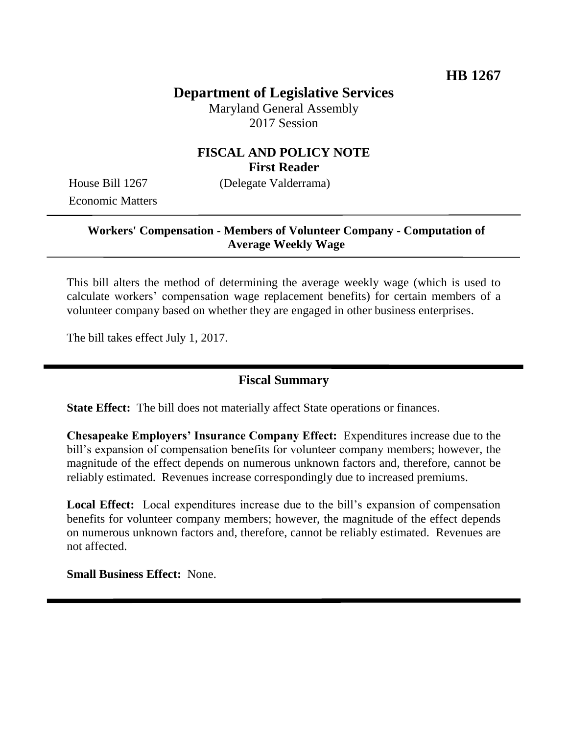**HB 1267**

# Department of Legislative Services

Maryland General Assembly
2017 Session

## FISCAL AND POLICY NOTE
**First Reader**

House Bill 1267 (Delegate Valderrama)
Economic Matters

---

**Workers' Compensation - Members of Volunteer Company - Computation of Average Weekly Wage**

---

This bill alters the method of determining the average weekly wage (which is used to calculate workers' compensation wage replacement benefits) for certain members of a volunteer company based on whether they are engaged in other business enterprises.

The bill takes effect July 1, 2017.

---

## Fiscal Summary

**State Effect:** The bill does not materially affect State operations or finances.

**Chesapeake Employers' Insurance Company Effect:** Expenditures increase due to the bill's expansion of compensation benefits for volunteer company members; however, the magnitude of the effect depends on numerous unknown factors and, therefore, cannot be reliably estimated. Revenues increase correspondingly due to increased premiums.

**Local Effect:** Local expenditures increase due to the bill's expansion of compensation benefits for volunteer company members; however, the magnitude of the effect depends on numerous unknown factors and, therefore, cannot be reliably estimated. Revenues are not affected.

**Small Business Effect:** None.

---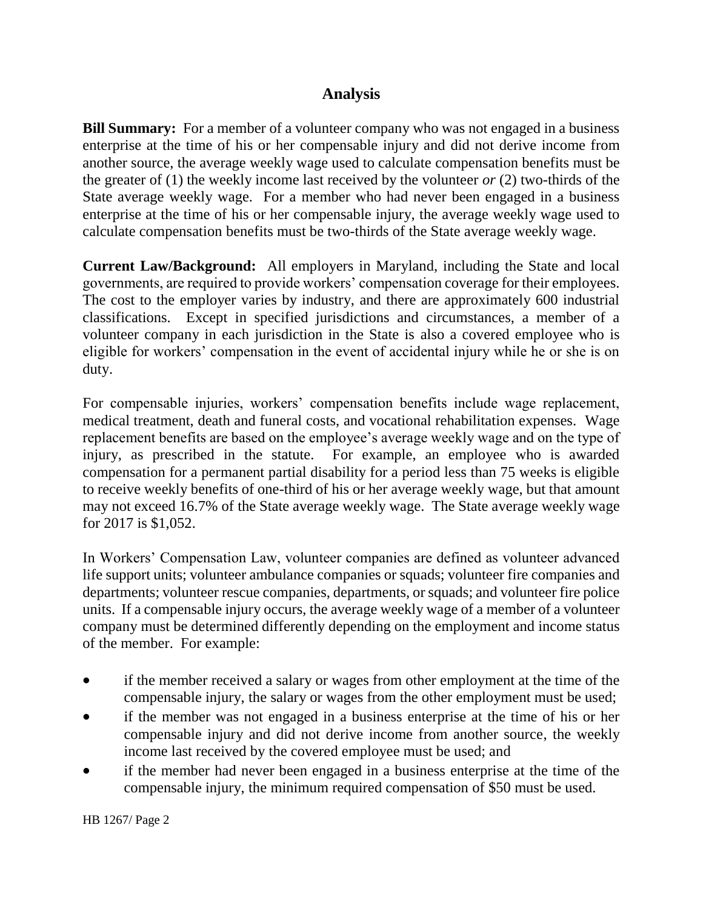## Analysis

**Bill Summary:** For a member of a volunteer company who was not engaged in a business enterprise at the time of his or her compensable injury and did not derive income from another source, the average weekly wage used to calculate compensation benefits must be the greater of (1) the weekly income last received by the volunteer *or* (2) two-thirds of the State average weekly wage. For a member who had never been engaged in a business enterprise at the time of his or her compensable injury, the average weekly wage used to calculate compensation benefits must be two-thirds of the State average weekly wage.

**Current Law/Background:** All employers in Maryland, including the State and local governments, are required to provide workers' compensation coverage for their employees. The cost to the employer varies by industry, and there are approximately 600 industrial classifications. Except in specified jurisdictions and circumstances, a member of a volunteer company in each jurisdiction in the State is also a covered employee who is eligible for workers' compensation in the event of accidental injury while he or she is on duty.

For compensable injuries, workers' compensation benefits include wage replacement, medical treatment, death and funeral costs, and vocational rehabilitation expenses. Wage replacement benefits are based on the employee's average weekly wage and on the type of injury, as prescribed in the statute. For example, an employee who is awarded compensation for a permanent partial disability for a period less than 75 weeks is eligible to receive weekly benefits of one-third of his or her average weekly wage, but that amount may not exceed 16.7% of the State average weekly wage. The State average weekly wage for 2017 is $1,052.

In Workers' Compensation Law, volunteer companies are defined as volunteer advanced life support units; volunteer ambulance companies or squads; volunteer fire companies and departments; volunteer rescue companies, departments, or squads; and volunteer fire police units. If a compensable injury occurs, the average weekly wage of a member of a volunteer company must be determined differently depending on the employment and income status of the member. For example:

- if the member received a salary or wages from other employment at the time of the compensable injury, the salary or wages from the other employment must be used;
- if the member was not engaged in a business enterprise at the time of his or her compensable injury and did not derive income from another source, the weekly income last received by the covered employee must be used; and
- if the member had never been engaged in a business enterprise at the time of the compensable injury, the minimum required compensation of $50 must be used.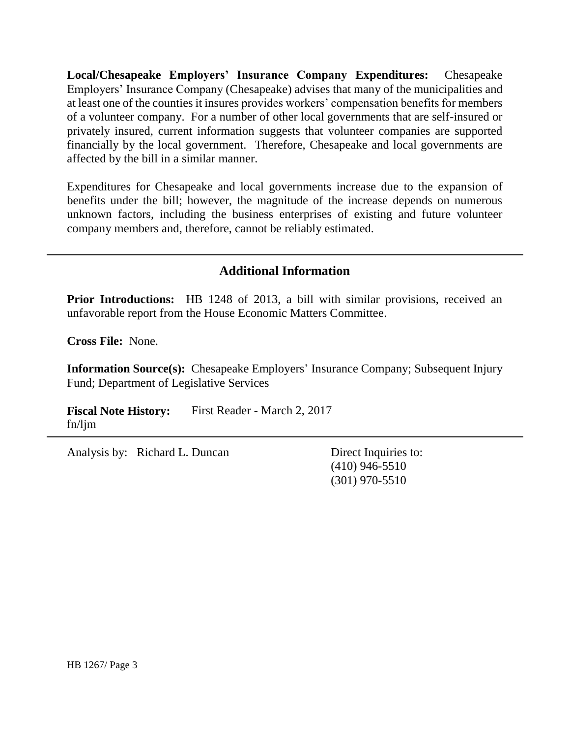**Local/Chesapeake Employers' Insurance Company Expenditures:** Chesapeake Employers' Insurance Company (Chesapeake) advises that many of the municipalities and at least one of the counties it insures provides workers' compensation benefits for members of a volunteer company. For a number of other local governments that are self-insured or privately insured, current information suggests that volunteer companies are supported financially by the local government. Therefore, Chesapeake and local governments are affected by the bill in a similar manner.

Expenditures for Chesapeake and local governments increase due to the expansion of benefits under the bill; however, the magnitude of the increase depends on numerous unknown factors, including the business enterprises of existing and future volunteer company members and, therefore, cannot be reliably estimated.

---

## Additional Information

**Prior Introductions:** HB 1248 of 2013, a bill with similar provisions, received an unfavorable report from the House Economic Matters Committee.

**Cross File:** None.

**Information Source(s):** Chesapeake Employers' Insurance Company; Subsequent Injury Fund; Department of Legislative Services

**Fiscal Note History:** First Reader - March 2, 2017
fn/ljm

---

Analysis by: Richard L. Duncan

Direct Inquiries to:
(410) 946-5510
(301) 970-5510